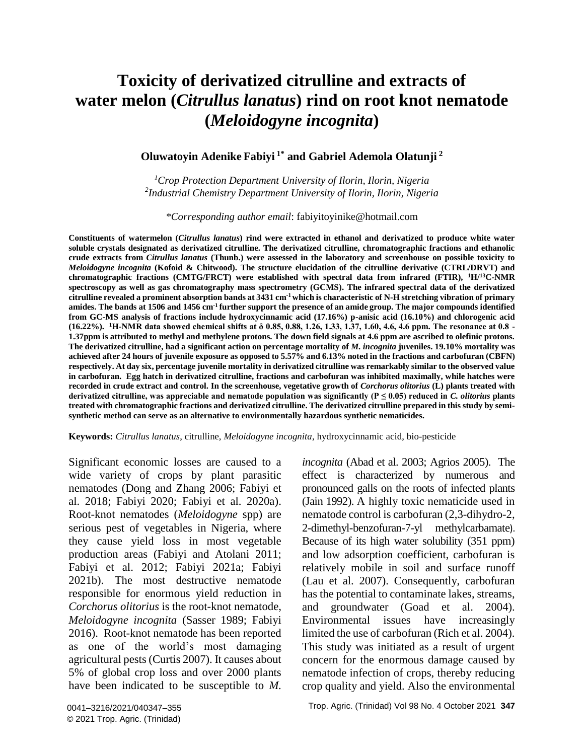# Toxicity of derivatized citrulline and extracts of water melon (*Citrullus lanatus*) rind on root knot nematode (*Meloidogyne incognita*)

**Oluwatoyin Adenike Fabiyi [1*] and Gabriel Ademola Olatunji [2]**

[1]*Crop Protection Department University of Ilorin, Ilorin, Nigeria*
[2]*Industrial Chemistry Department University of Ilorin, Ilorin, Nigeria*

\**Corresponding author email*: fabiyitoyinike@hotmail.com

**Constituents of watermelon (*Citrullus lanatus*) rind were extracted in ethanol and derivatized to produce white water soluble crystals designated as derivatized citrulline. The derivatized citrulline, chromatographic fractions and ethanolic crude extracts from *Citrullus lanatus* (Thunb.) were assessed in the laboratory and screenhouse on possible toxicity to *Meloidogyne incognita* (Kofoid & Chitwood). The structure elucidation of the citrulline derivative (CTRL/DRVT) and chromatographic fractions (CMTG/FRCT) were established with spectral data from infrared (FTIR), $^{1}H/^{13}C$-NMR spectroscopy as well as gas chromatography mass spectrometry (GCMS). The infrared spectral data of the derivatized citrulline revealed a prominent absorption bands at 3431 $cm^{-1}$ which is characteristic of N-H stretching vibration of primary amides. The bands at 1506 and 1456 $cm^{-1}$ further support the presence of an amide group. The major compounds identified from GC-MS analysis of fractions include hydroxycinnamic acid (17.16%) p-anisic acid (16.10%) and chlorogenic acid (16.22%). $^{1}H$-NMR data showed chemical shifts at δ 0.85, 0.88, 1.26, 1.33, 1.37, 1.60, 4.6, 4.6 ppm. The resonance at 0.8 - 1.37ppm is attributed to methyl and methylene protons. The down field signals at 4.6 ppm are ascribed to olefinic protons. The derivatized citrulline, had a significant action on percentage mortality of *M. incognita* juveniles. 19.10% mortality was achieved after 24 hours of juvenile exposure as opposed to 5.57% and 6.13% noted in the fractions and carbofuran (CBFN) respectively. At day six, percentage juvenile mortality in derivatized citrulline was remarkably similar to the observed value in carbofuran. Egg hatch in derivatized citrulline, fractions and carbofuran was inhibited maximally, while hatches were recorded in crude extract and control. In the screenhouse, vegetative growth of *Corchorus olitorius* (L) plants treated with derivatized citrulline, was appreciable and nematode population was significantly ($P \leq 0.05$) reduced in *C. olitorius* plants treated with chromatographic fractions and derivatized citrulline. The derivatized citrulline prepared in this study by semi-synthetic method can serve as an alternative to environmentally hazardous synthetic nematicides.**

**Keywords:** *Citrullus lanatus*, citrulline, *Meloidogyne incognita*, hydroxycinnamic acid, bio-pesticide

Significant economic losses are caused to a wide variety of crops by plant parasitic nematodes (Dong and Zhang 2006; Fabiyi et al. 2018; Fabiyi 2020; Fabiyi et al. 2020a). Root-knot nematodes (*Meloidogyne* spp) are serious pest of vegetables in Nigeria, where they cause yield loss in most vegetable production areas (Fabiyi and Atolani 2011; Fabiyi et al. 2012; Fabiyi 2021a; Fabiyi 2021b). The most destructive nematode responsible for enormous yield reduction in *Corchorus olitorius* is the root-knot nematode, *Meloidogyne incognita* (Sasser 1989; Fabiyi 2016). Root-knot nematode has been reported as one of the world's most damaging agricultural pests (Curtis 2007). It causes about 5% of global crop loss and over 2000 plants have been indicated to be susceptible to *M. incognita* (Abad et al. 2003; Agrios 2005). The effect is characterized by numerous and pronounced galls on the roots of infected plants (Jain 1992). A highly toxic nematicide used in nematode control is carbofuran (2,3-dihydro-2, 2-dimethyl-benzofuran-7-yl methylcarbamate). Because of its high water solubility (351 ppm) and low adsorption coefficient, carbofuran is relatively mobile in soil and surface runoff (Lau et al. 2007). Consequently, carbofuran has the potential to contaminate lakes, streams, and groundwater (Goad et al. 2004). Environmental issues have increasingly limited the use of carbofuran (Rich et al. 2004). This study was initiated as a result of urgent concern for the enormous damage caused by nematode infection of crops, thereby reducing crop quality and yield. Also the environmental

0041–3216/2021/040347–355
© 2021 Trop. Agric. (Trinidad)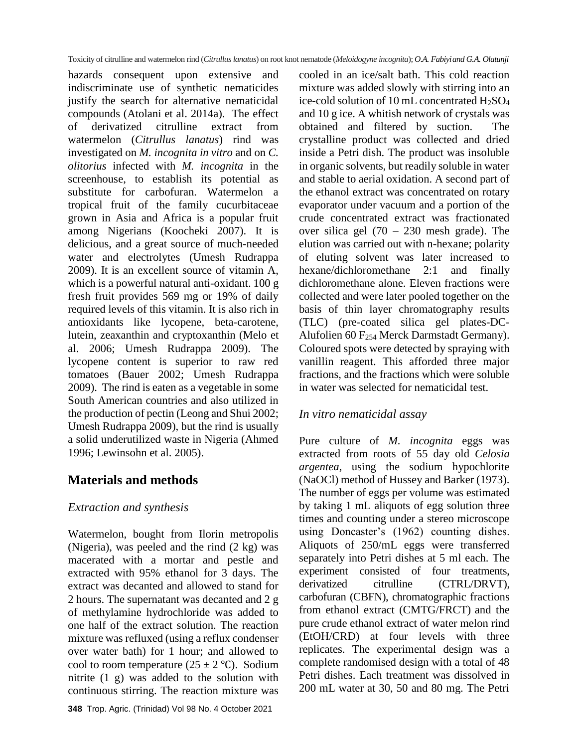hazards consequent upon extensive and indiscriminate use of synthetic nematicides justify the search for alternative nematicidal compounds (Atolani et al. 2014a). The effect of derivatized citrulline extract from watermelon (*Citrullus lanatus*) rind was investigated on *M. incognita in vitro* and on *C. olitorius* infected with *M. incognita* in the screenhouse, to establish its potential as substitute for carbofuran. Watermelon a tropical fruit of the family cucurbitaceae grown in Asia and Africa is a popular fruit among Nigerians (Koocheki 2007). It is delicious, and a great source of much-needed water and electrolytes (Umesh Rudrappa 2009). It is an excellent source of vitamin A, which is a powerful natural anti-oxidant. 100 g fresh fruit provides 569 mg or 19% of daily required levels of this vitamin. It is also rich in antioxidants like lycopene, beta-carotene, lutein, zeaxanthin and cryptoxanthin (Melo et al. 2006; Umesh Rudrappa 2009). The lycopene content is superior to raw red tomatoes (Bauer 2002; Umesh Rudrappa 2009). The rind is eaten as a vegetable in some South American countries and also utilized in the production of pectin (Leong and Shui 2002; Umesh Rudrappa 2009), but the rind is usually a solid underutilized waste in Nigeria (Ahmed 1996; Lewinsohn et al. 2005).

## Materials and methods

### *Extraction and synthesis*

Watermelon, bought from Ilorin metropolis (Nigeria), was peeled and the rind (2 kg) was macerated with a mortar and pestle and extracted with 95% ethanol for 3 days. The extract was decanted and allowed to stand for 2 hours. The supernatant was decanted and 2 g of methylamine hydrochloride was added to one half of the extract solution. The reaction mixture was refluxed (using a reflux condenser over water bath) for 1 hour; and allowed to cool to room temperature ($25 \pm 2$ ℃). Sodium nitrite (1 g) was added to the solution with continuous stirring. The reaction mixture was cooled in an ice/salt bath. This cold reaction mixture was added slowly with stirring into an ice-cold solution of 10 mL concentrated $H_2SO_4$ and 10 g ice. A whitish network of crystals was obtained and filtered by suction. The crystalline product was collected and dried inside a Petri dish. The product was insoluble in organic solvents, but readily soluble in water and stable to aerial oxidation. A second part of the ethanol extract was concentrated on rotary evaporator under vacuum and a portion of the crude concentrated extract was fractionated over silica gel (70 – 230 mesh grade). The elution was carried out with n-hexane; polarity of eluting solvent was later increased to hexane/dichloromethane 2:1 and finally dichloromethane alone. Eleven fractions were collected and were later pooled together on the basis of thin layer chromatography results (TLC) (pre-coated silica gel plates-DC-Alufolien 60 $F_{254}$ Merck Darmstadt Germany). Coloured spots were detected by spraying with vanillin reagent. This afforded three major fractions, and the fractions which were soluble in water was selected for nematicidal test.

### *In vitro nematicidal assay*

Pure culture of *M. incognita* eggs was extracted from roots of 55 day old *Celosia argentea*, using the sodium hypochlorite (NaOCl) method of Hussey and Barker (1973). The number of eggs per volume was estimated by taking 1 mL aliquots of egg solution three times and counting under a stereo microscope using Doncaster's (1962) counting dishes. Aliquots of 250/mL eggs were transferred separately into Petri dishes at 5 ml each. The experiment consisted of four treatments, derivatized citrulline (CTRL/DRVT), carbofuran (CBFN), chromatographic fractions from ethanol extract (CMTG/FRCT) and the pure crude ethanol extract of water melon rind (EtOH/CRD) at four levels with three replicates. The experimental design was a complete randomised design with a total of 48 Petri dishes. Each treatment was dissolved in 200 mL water at 30, 50 and 80 mg. The Petri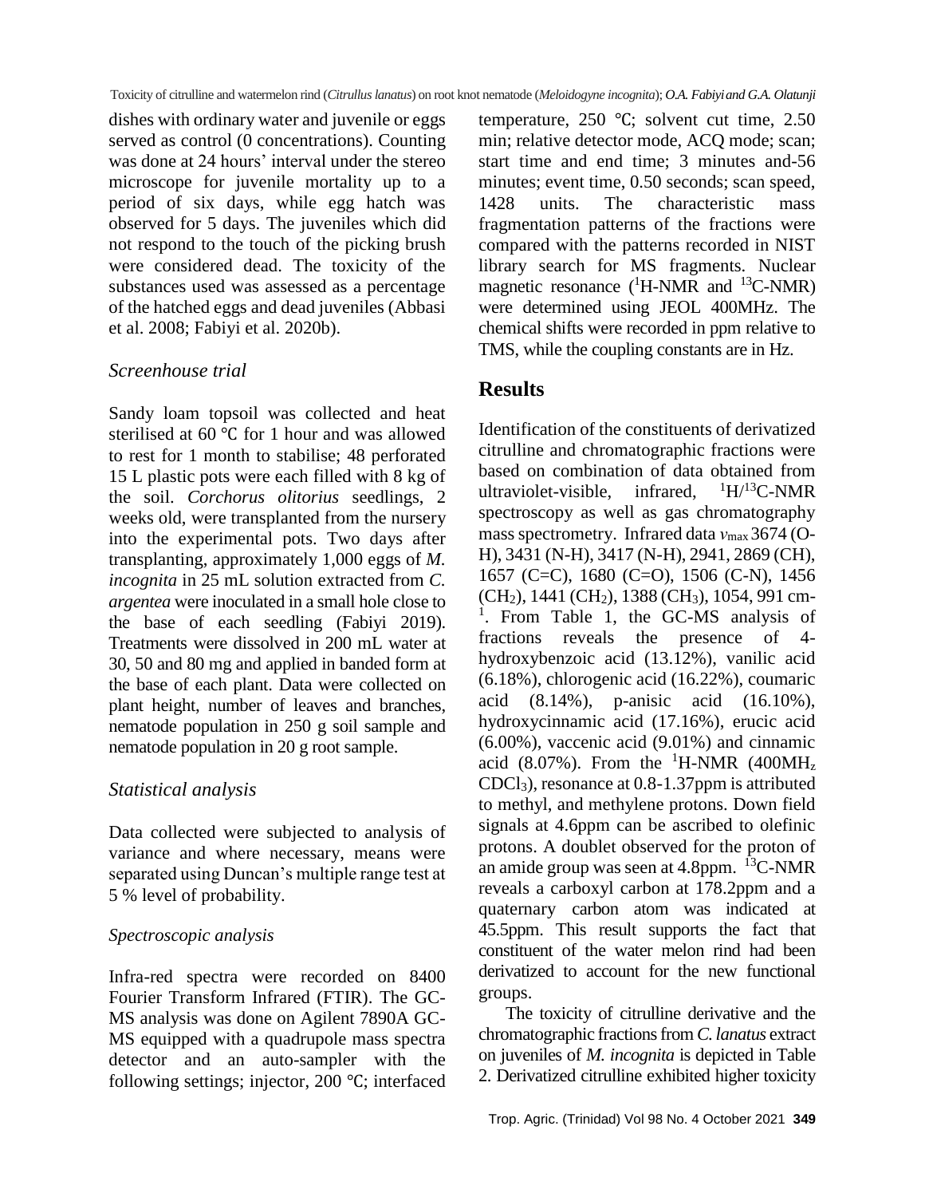dishes with ordinary water and juvenile or eggs served as control (0 concentrations). Counting was done at 24 hours' interval under the stereo microscope for juvenile mortality up to a period of six days, while egg hatch was observed for 5 days. The juveniles which did not respond to the touch of the picking brush were considered dead. The toxicity of the substances used was assessed as a percentage of the hatched eggs and dead juveniles (Abbasi et al. 2008; Fabiyi et al. 2020b).

### *Screenhouse trial*

Sandy loam topsoil was collected and heat sterilised at 60 ℃ for 1 hour and was allowed to rest for 1 month to stabilise; 48 perforated 15 L plastic pots were each filled with 8 kg of the soil. *Corchorus olitorius* seedlings, 2 weeks old, were transplanted from the nursery into the experimental pots. Two days after transplanting, approximately 1,000 eggs of *M. incognita* in 25 mL solution extracted from *C. argentea* were inoculated in a small hole close to the base of each seedling (Fabiyi 2019). Treatments were dissolved in 200 mL water at 30, 50 and 80 mg and applied in banded form at the base of each plant. Data were collected on plant height, number of leaves and branches, nematode population in 250 g soil sample and nematode population in 20 g root sample.

### *Statistical analysis*

Data collected were subjected to analysis of variance and where necessary, means were separated using Duncan's multiple range test at 5 % level of probability.

### *Spectroscopic analysis*

Infra-red spectra were recorded on 8400 Fourier Transform Infrared (FTIR). The GC-MS analysis was done on Agilent 7890A GC-MS equipped with a quadrupole mass spectra detector and an auto-sampler with the following settings; injector, 200 ℃; interfaced temperature, 250 ℃; solvent cut time, 2.50 min; relative detector mode, ACQ mode; scan; start time and end time; 3 minutes and-56 minutes; event time, 0.50 seconds; scan speed, 1428 units. The characteristic mass fragmentation patterns of the fractions were compared with the patterns recorded in NIST library search for MS fragments. Nuclear magnetic resonance ($^{1}$H-NMR and $^{13}$C-NMR) were determined using JEOL 400MHz. The chemical shifts were recorded in ppm relative to TMS, while the coupling constants are in Hz.

## Results

Identification of the constituents of derivatized citrulline and chromatographic fractions were based on combination of data obtained from ultraviolet-visible, infrared, $^{1}$H/$^{13}$C-NMR spectroscopy as well as gas chromatography mass spectrometry. Infrared data $\nu_{max}$ 3674 (O-H), 3431 (N-H), 3417 (N-H), 2941, 2869 (CH), 1657 (C=C), 1680 (C=O), 1506 (C-N), 1456 ($CH_2$), 1441 ($CH_2$), 1388 ($CH_3$), 1054, 991 cm$^{-1}$. From Table 1, the GC-MS analysis of fractions reveals the presence of 4-hydroxybenzoic acid (13.12%), vanilic acid (6.18%), chlorogenic acid (16.22%), coumaric acid (8.14%), p-anisic acid (16.10%), hydroxycinnamic acid (17.16%), erucic acid (6.00%), vaccenic acid (9.01%) and cinnamic acid (8.07%). From the $^{1}$H-NMR (400MH$_z$ $CDCl_3$), resonance at 0.8-1.37ppm is attributed to methyl, and methylene protons. Down field signals at 4.6ppm can be ascribed to olefinic protons. A doublet observed for the proton of an amide group was seen at 4.8ppm. $^{13}$C-NMR reveals a carboxyl carbon at 178.2ppm and a quaternary carbon atom was indicated at 45.5ppm. This result supports the fact that constituent of the water melon rind had been derivatized to account for the new functional groups.

The toxicity of citrulline derivative and the chromatographic fractions from *C. lanatus* extract on juveniles of *M. incognita* is depicted in Table 2. Derivatized citrulline exhibited higher toxicity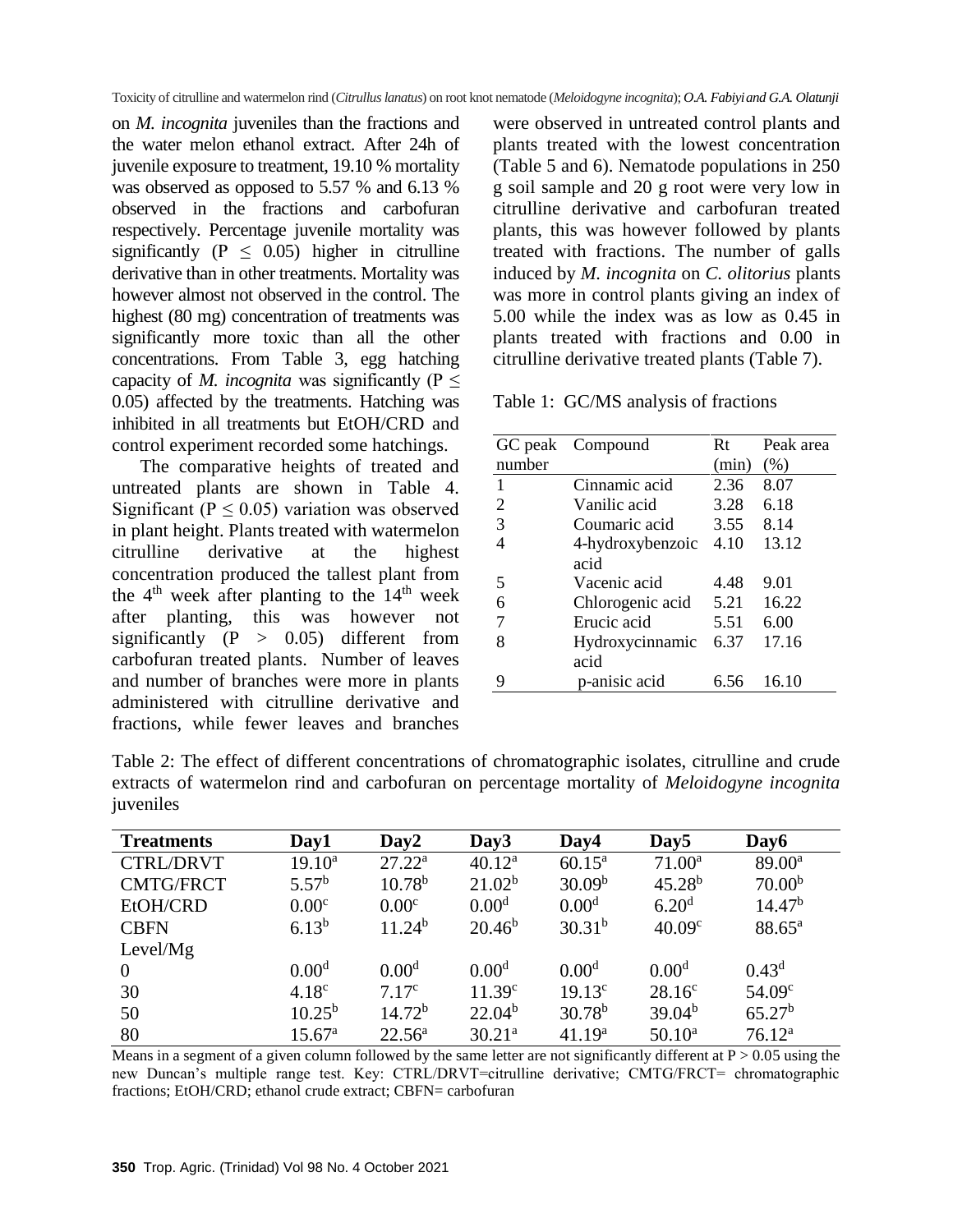on *M. incognita* juveniles than the fractions and the water melon ethanol extract. After 24h of juvenile exposure to treatment, 19.10 % mortality was observed as opposed to 5.57 % and 6.13 % observed in the fractions and carbofuran respectively. Percentage juvenile mortality was significantly ($P \leq 0.05$) higher in citrulline derivative than in other treatments. Mortality was however almost not observed in the control. The highest (80 mg) concentration of treatments was significantly more toxic than all the other concentrations. From Table 3, egg hatching capacity of *M. incognita* was significantly ($P \leq 0.05$) affected by the treatments. Hatching was inhibited in all treatments but EtOH/CRD and control experiment recorded some hatchings.

The comparative heights of treated and untreated plants are shown in Table 4. Significant ($P \leq 0.05$) variation was observed in plant height. Plants treated with watermelon citrulline derivative at the highest concentration produced the tallest plant from the 4th week after planting to the 14th week after planting, this was however not significantly ($P > 0.05$) different from carbofuran treated plants. Number of leaves and number of branches were more in plants administered with citrulline derivative and fractions, while fewer leaves and branches were observed in untreated control plants and plants treated with the lowest concentration (Table 5 and 6). Nematode populations in 250 g soil sample and 20 g root were very low in citrulline derivative and carbofuran treated plants, this was however followed by plants treated with fractions. The number of galls induced by *M. incognita* on *C. olitorius* plants was more in control plants giving an index of 5.00 while the index was as low as 0.45 in plants treated with fractions and 0.00 in citrulline derivative treated plants (Table 7).

Table 1: GC/MS analysis of fractions

| GC peak number | Compound | Rt (min) | Peak area (%) |
|---|---|---|---|
| 1 | Cinnamic acid | 2.36 | 8.07 |
| 2 | Vanilic acid | 3.28 | 6.18 |
| 3 | Coumaric acid | 3.55 | 8.14 |
| 4 | 4-hydroxybenzoic acid | 4.10 | 13.12 |
| 5 | Vacenic acid | 4.48 | 9.01 |
| 6 | Chlorogenic acid | 5.21 | 16.22 |
| 7 | Erucic acid | 5.51 | 6.00 |
| 8 | Hydroxycinnamic acid | 6.37 | 17.16 |
| 9 | p-anisic acid | 6.56 | 16.10 |

Table 2: The effect of different concentrations of chromatographic isolates, citrulline and crude extracts of watermelon rind and carbofuran on percentage mortality of *Meloidogyne incognita* juveniles

| **Treatments** | **Day1** | **Day2** | **Day3** | **Day4** | **Day5** | **Day6** |
|---|---|---|---|---|---|---|
| CTRL/DRVT | 19.10[a] | 27.22[a] | 40.12[a] | 60.15[a] | 71.00[a] | 89.00[a] |
| CMTG/FRCT | 5.57[b] | 10.78[b] | 21.02[b] | 30.09[b] | 45.28[b] | 70.00[b] |
| EtOH/CRD | 0.00[c] | 0.00[c] | 0.00[d] | 0.00[d] | 6.20[d] | 14.47[b] |
| CBFN | 6.13[b] | 11.24[b] | 20.46[b] | 30.31[b] | 40.09[c] | 88.65[a] |
| Level/Mg | | | | | | |
| 0 | 0.00[d] | 0.00[d] | 0.00[d] | 0.00[d] | 0.00[d] | 0.43[d] |
| 30 | 4.18[c] | 7.17[c] | 11.39[c] | 19.13[c] | 28.16[c] | 54.09[c] |
| 50 | 10.25[b] | 14.72[b] | 22.04[b] | 30.78[b] | 39.04[b] | 65.27[b] |
| 80 | 15.67[a] | 22.56[a] | 30.21[a] | 41.19[a] | 50.10[a] | 76.12[a] |

Means in a segment of a given column followed by the same letter are not significantly different at $P > 0.05$ using the new Duncan's multiple range test. Key: CTRL/DRVT=citrulline derivative; CMTG/FRCT= chromatographic fractions; EtOH/CRD; ethanol crude extract; CBFN= carbofuran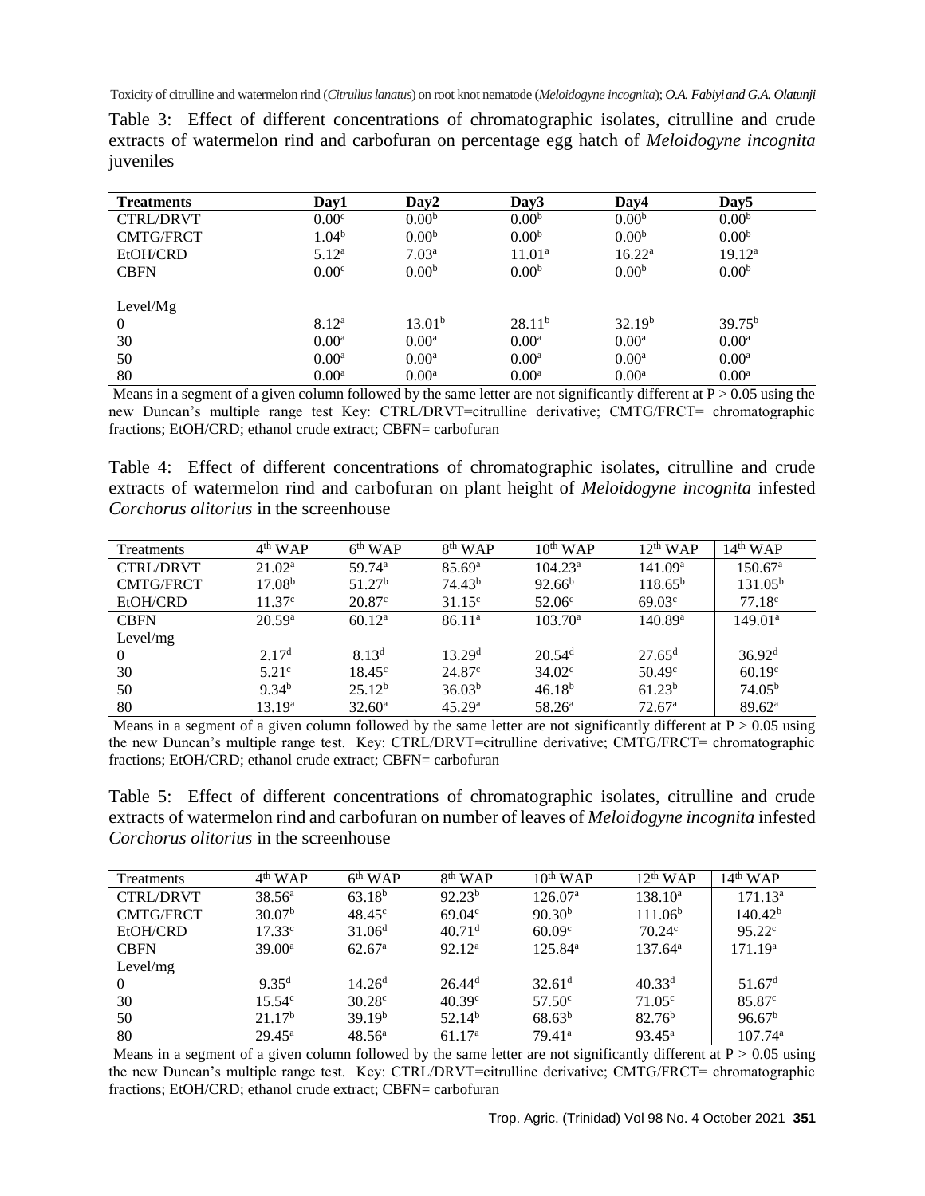Table 3: Effect of different concentrations of chromatographic isolates, citrulline and crude extracts of watermelon rind and carbofuran on percentage egg hatch of *Meloidogyne incognita* juveniles

| Treatments | Day1 | Day2 | Day3 | Day4 | Day5 |
|---|---|---|---|---|---|
| CTRL/DRVT | 0.00[c] | 0.00[b] | 0.00[b] | 0.00[b] | 0.00[b] |
| CMTG/FRCT | 1.04[b] | 0.00[b] | 0.00[b] | 0.00[b] | 0.00[b] |
| EtOH/CRD | 5.12[a] | 7.03[a] | 11.01[a] | 16.22[a] | 19.12[a] |
| CBFN | 0.00[c] | 0.00[b] | 0.00[b] | 0.00[b] | 0.00[b] |
| Level/Mg | | | | | |
| 0 | 8.12[a] | 13.01[b] | 28.11[b] | 32.19[b] | 39.75[b] |
| 30 | 0.00[a] | 0.00[a] | 0.00[a] | 0.00[a] | 0.00[a] |
| 50 | 0.00[a] | 0.00[a] | 0.00[a] | 0.00[a] | 0.00[a] |
| 80 | 0.00[a] | 0.00[a] | 0.00[a] | 0.00[a] | 0.00[a] |

Means in a segment of a given column followed by the same letter are not significantly different at $P > 0.05$ using the new Duncan's multiple range test Key: CTRL/DRVT=citrulline derivative; CMTG/FRCT= chromatographic fractions; EtOH/CRD; ethanol crude extract; CBFN= carbofuran

Table 4: Effect of different concentrations of chromatographic isolates, citrulline and crude extracts of watermelon rind and carbofuran on plant height of *Meloidogyne incognita* infested *Corchorus olitorius* in the screenhouse

| Treatments | 4th WAP | 6th WAP | 8th WAP | 10th WAP | 12th WAP | 14th WAP |
|---|---|---|---|---|---|---|
| CTRL/DRVT | 21.02[a] | 59.74[a] | 85.69[a] | 104.23[a] | 141.09[a] | 150.67[a] |
| CMTG/FRCT | 17.08[b] | 51.27[b] | 74.43[b] | 92.66[b] | 118.65[b] | 131.05[b] |
| EtOH/CRD | 11.37[c] | 20.87[c] | 31.15[c] | 52.06[c] | 69.03[c] | 77.18[c] |
| CBFN | 20.59[a] | 60.12[a] | 86.11[a] | 103.70[a] | 140.89[a] | 149.01[a] |
| Level/mg | | | | | | |
| 0 | 2.17[d] | 8.13[d] | 13.29[d] | 20.54[d] | 27.65[d] | 36.92[d] |
| 30 | 5.21[c] | 18.45[c] | 24.87[c] | 34.02[c] | 50.49[c] | 60.19[c] |
| 50 | 9.34[b] | 25.12[b] | 36.03[b] | 46.18[b] | 61.23[b] | 74.05[b] |
| 80 | 13.19[a] | 32.60[a] | 45.29[a] | 58.26[a] | 72.67[a] | 89.62[a] |

Means in a segment of a given column followed by the same letter are not significantly different at $P > 0.05$ using the new Duncan's multiple range test. Key: CTRL/DRVT=citrulline derivative; CMTG/FRCT= chromatographic fractions; EtOH/CRD; ethanol crude extract; CBFN= carbofuran

Table 5: Effect of different concentrations of chromatographic isolates, citrulline and crude extracts of watermelon rind and carbofuran on number of leaves of *Meloidogyne incognita* infested *Corchorus olitorius* in the screenhouse

| Treatments | 4th WAP | 6th WAP | 8th WAP | 10th WAP | 12th WAP | 14th WAP |
|---|---|---|---|---|---|---|
| CTRL/DRVT | 38.56[a] | 63.18[b] | 92.23[b] | 126.07[a] | 138.10[a] | 171.13[a] |
| CMTG/FRCT | 30.07[b] | 48.45[c] | 69.04[c] | 90.30[b] | 111.06[b] | 140.42[b] |
| EtOH/CRD | 17.33[c] | 31.06[d] | 40.71[d] | 60.09[c] | 70.24[c] | 95.22[c] |
| CBFN | 39.00[a] | 62.67[a] | 92.12[a] | 125.84[a] | 137.64[a] | 171.19[a] |
| Level/mg | | | | | | |
| 0 | 9.35[d] | 14.26[d] | 26.44[d] | 32.61[d] | 40.33[d] | 51.67[d] |
| 30 | 15.54[c] | 30.28[c] | 40.39[c] | 57.50[c] | 71.05[c] | 85.87[c] |
| 50 | 21.17[b] | 39.19[b] | 52.14[b] | 68.63[b] | 82.76[b] | 96.67[b] |
| 80 | 29.45[a] | 48.56[a] | 61.17[a] | 79.41[a] | 93.45[a] | 107.74[a] |

Means in a segment of a given column followed by the same letter are not significantly different at $P > 0.05$ using the new Duncan's multiple range test. Key: CTRL/DRVT=citrulline derivative; CMTG/FRCT= chromatographic fractions; EtOH/CRD; ethanol crude extract; CBFN= carbofuran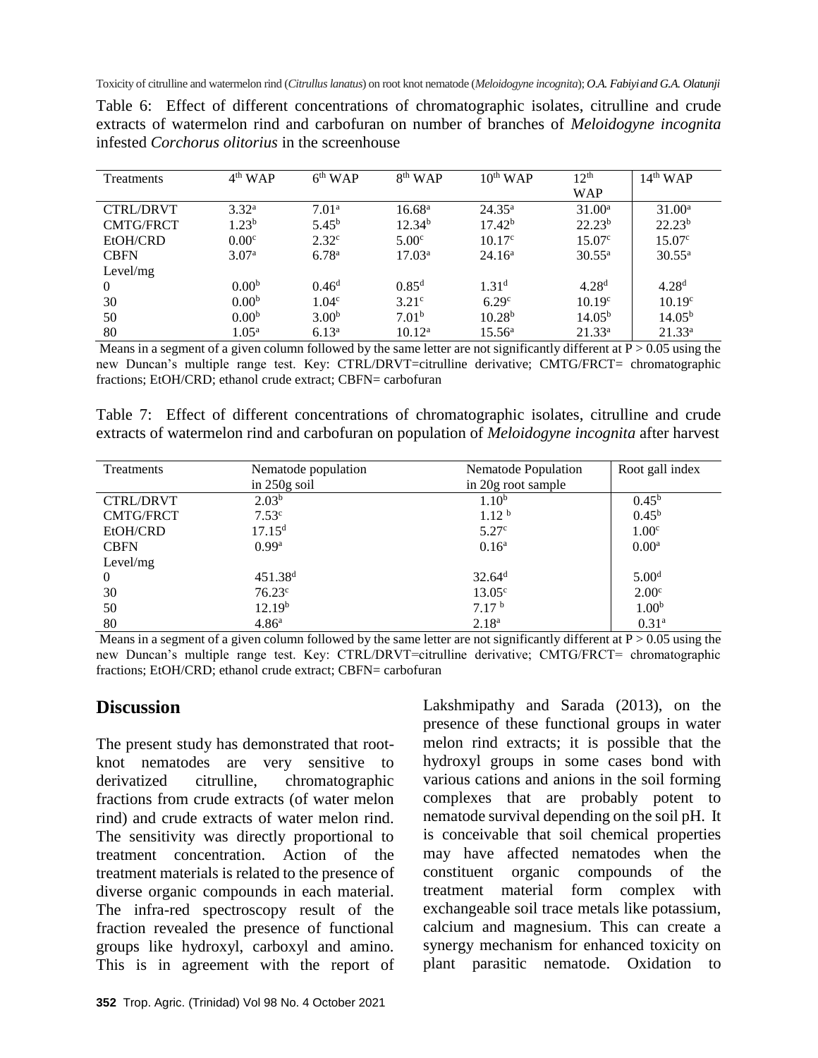Table 6: Effect of different concentrations of chromatographic isolates, citrulline and crude extracts of watermelon rind and carbofuran on number of branches of *Meloidogyne incognita* infested *Corchorus olitorius* in the screenhouse

| Treatments | 4th WAP | 6th WAP | 8th WAP | 10th WAP | 12th WAP | 14th WAP |
|---|---|---|---|---|---|---|
| CTRL/DRVT | 3.32[a] | 7.01[a] | 16.68[a] | 24.35[a] | 31.00[a] | 31.00[a] |
| CMTG/FRCT | 1.23[b] | 5.45[b] | 12.34[b] | 17.42[b] | 22.23[b] | 22.23[b] |
| EtOH/CRD | 0.00[c] | 2.32[c] | 5.00[c] | 10.17[c] | 15.07[c] | 15.07[c] |
| CBFN | 3.07[a] | 6.78[a] | 17.03[a] | 24.16[a] | 30.55[a] | 30.55[a] |
| Level/mg | | | | | | |
| 0 | 0.00[b] | 0.46[d] | 0.85[d] | 1.31[d] | 4.28[d] | 4.28[d] |
| 30 | 0.00[b] | 1.04[c] | 3.21[c] | 6.29[c] | 10.19[c] | 10.19[c] |
| 50 | 0.00[b] | 3.00[b] | 7.01[b] | 10.28[b] | 14.05[b] | 14.05[b] |
| 80 | 1.05[a] | 6.13[a] | 10.12[a] | 15.56[a] | 21.33[a] | 21.33[a] |

Means in a segment of a given column followed by the same letter are not significantly different at $P > 0.05$ using the new Duncan's multiple range test. Key: CTRL/DRVT=citrulline derivative; CMTG/FRCT= chromatographic fractions; EtOH/CRD; ethanol crude extract; CBFN= carbofuran

Table 7: Effect of different concentrations of chromatographic isolates, citrulline and crude extracts of watermelon rind and carbofuran on population of *Meloidogyne incognita* after harvest

| Treatments | Nematode population in 250g soil | Nematode Population in 20g root sample | Root gall index |
|---|---|---|---|
| CTRL/DRVT | 2.03[b] | 1.10[b] | 0.45[b] |
| CMTG/FRCT | 7.53[c] | 1.12[b] | 0.45[b] |
| EtOH/CRD | 17.15[d] | 5.27[c] | 1.00[c] |
| CBFN | 0.99[a] | 0.16[a] | 0.00[a] |
| Level/mg | | | |
| 0 | 451.38[d] | 32.64[d] | 5.00[d] |
| 30 | 76.23[c] | 13.05[c] | 2.00[c] |
| 50 | 12.19[b] | 7.17[b] | 1.00[b] |
| 80 | 4.86[a] | 2.18[a] | 0.31[a] |

Means in a segment of a given column followed by the same letter are not significantly different at $P > 0.05$ using the new Duncan's multiple range test. Key: CTRL/DRVT=citrulline derivative; CMTG/FRCT= chromatographic fractions; EtOH/CRD; ethanol crude extract; CBFN= carbofuran

## Discussion

The present study has demonstrated that root-knot nematodes are very sensitive to derivatized citrulline, chromatographic fractions from crude extracts (of water melon rind) and crude extracts of water melon rind. The sensitivity was directly proportional to treatment concentration. Action of the treatment materials is related to the presence of diverse organic compounds in each material. The infra-red spectroscopy result of the fraction revealed the presence of functional groups like hydroxyl, carboxyl and amino. This is in agreement with the report of Lakshmipathy and Sarada (2013), on the presence of these functional groups in water melon rind extracts; it is possible that the hydroxyl groups in some cases bond with various cations and anions in the soil forming complexes that are probably potent to nematode survival depending on the soil pH. It is conceivable that soil chemical properties may have affected nematodes when the constituent organic compounds of the treatment material form complex with exchangeable soil trace metals like potassium, calcium and magnesium. This can create a synergy mechanism for enhanced toxicity on plant parasitic nematode. Oxidation to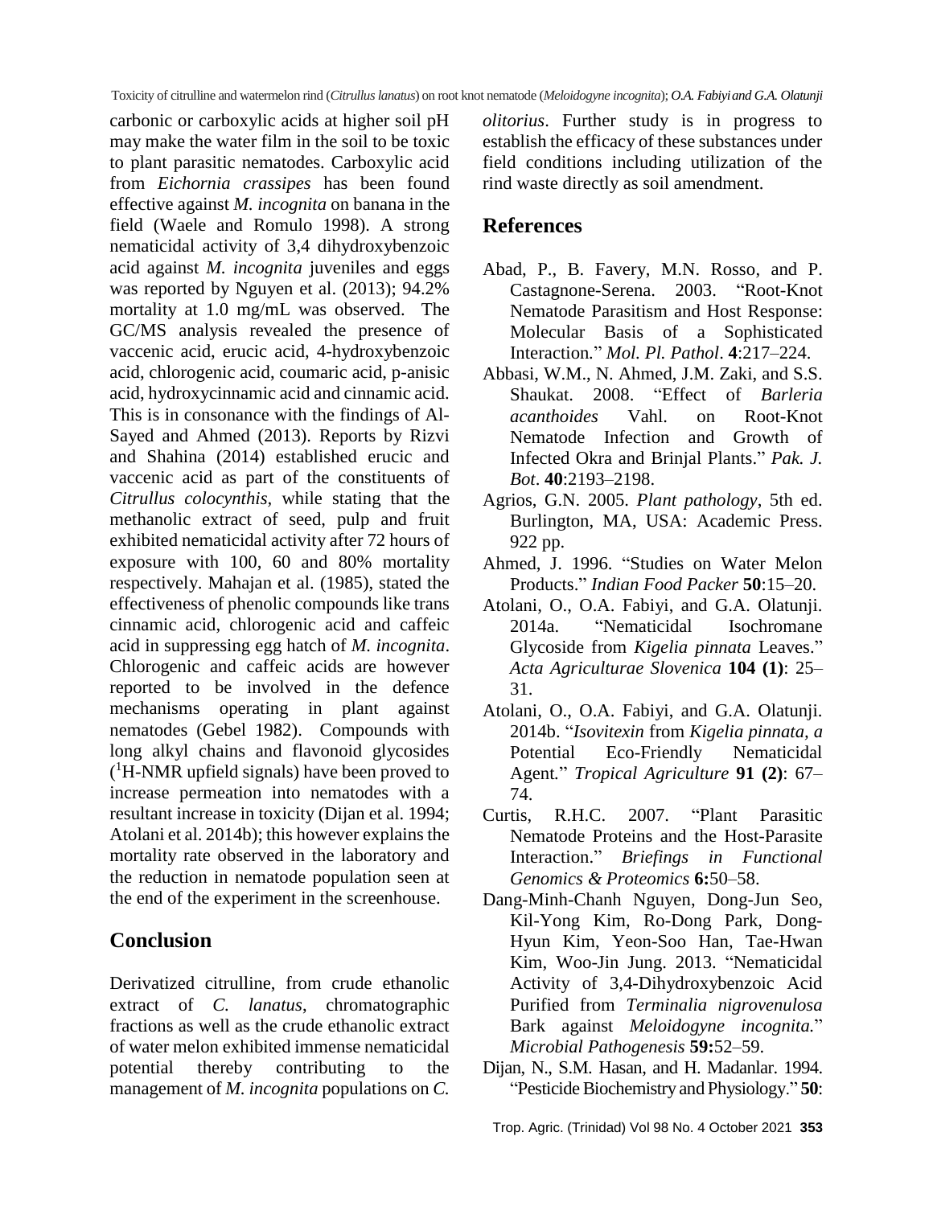carbonic or carboxylic acids at higher soil pH may make the water film in the soil to be toxic to plant parasitic nematodes. Carboxylic acid from *Eichornia crassipes* has been found effective against *M. incognita* on banana in the field (Waele and Romulo 1998). A strong nematicidal activity of 3,4 dihydroxybenzoic acid against *M. incognita* juveniles and eggs was reported by Nguyen et al. (2013); 94.2% mortality at 1.0 mg/mL was observed. The GC/MS analysis revealed the presence of vaccenic acid, erucic acid, 4-hydroxybenzoic acid, chlorogenic acid, coumaric acid, p-anisic acid, hydroxycinnamic acid and cinnamic acid. This is in consonance with the findings of Al-Sayed and Ahmed (2013). Reports by Rizvi and Shahina (2014) established erucic and vaccenic acid as part of the constituents of *Citrullus colocynthis,* while stating that the methanolic extract of seed, pulp and fruit exhibited nematicidal activity after 72 hours of exposure with 100, 60 and 80% mortality respectively. Mahajan et al. (1985), stated the effectiveness of phenolic compounds like trans cinnamic acid, chlorogenic acid and caffeic acid in suppressing egg hatch of *M. incognita*. Chlorogenic and caffeic acids are however reported to be involved in the defence mechanisms operating in plant against nematodes (Gebel 1982). Compounds with long alkyl chains and flavonoid glycosides ($^{1}$H-NMR upfield signals) have been proved to increase permeation into nematodes with a resultant increase in toxicity (Dijan et al. 1994; Atolani et al. 2014b); this however explains the mortality rate observed in the laboratory and the reduction in nematode population seen at the end of the experiment in the screenhouse.

## Conclusion

Derivatized citrulline, from crude ethanolic extract of *C. lanatus*, chromatographic fractions as well as the crude ethanolic extract of water melon exhibited immense nematicidal potential thereby contributing to the management of *M. incognita* populations on *C. olitorius*. Further study is in progress to establish the efficacy of these substances under field conditions including utilization of the rind waste directly as soil amendment.

## References

Abad, P., B. Favery, M.N. Rosso, and P. Castagnone-Serena. 2003. "Root-Knot Nematode Parasitism and Host Response: Molecular Basis of a Sophisticated Interaction." *Mol. Pl. Pathol*. **4**:217–224.

Abbasi, W.M., N. Ahmed, J.M. Zaki, and S.S. Shaukat. 2008. "Effect of *Barleria acanthoides* Vahl. on Root-Knot Nematode Infection and Growth of Infected Okra and Brinjal Plants." *Pak. J. Bot*. **40**:2193–2198.

Agrios, G.N. 2005. *Plant pathology*, 5th ed. Burlington, MA, USA: Academic Press. 922 pp.

Ahmed, J. 1996. "Studies on Water Melon Products." *Indian Food Packer* **50**:15–20.

Atolani, O., O.A. Fabiyi, and G.A. Olatunji. 2014a. "Nematicidal Isochromane Glycoside from *Kigelia pinnata* Leaves." *Acta Agriculturae Slovenica* **104 (1)**: 25–31.

Atolani, O., O.A. Fabiyi, and G.A. Olatunji. 2014b. "*Isovitexin* from *Kigelia pinnata, a* Potential Eco-Friendly Nematicidal Agent." *Tropical Agriculture* **91 (2)**: 67–74.

Curtis, R.H.C. 2007. "Plant Parasitic Nematode Proteins and the Host-Parasite Interaction." *Briefings in Functional Genomics & Proteomics* **6:**50–58.

Dang-Minh-Chanh Nguyen, Dong-Jun Seo, Kil-Yong Kim, Ro-Dong Park, Dong-Hyun Kim, Yeon-Soo Han, Tae-Hwan Kim, Woo-Jin Jung. 2013. "Nematicidal Activity of 3,4-Dihydroxybenzoic Acid Purified from *Terminalia nigrovenulosa* Bark against *Meloidogyne incognita.*" *Microbial Pathogenesis* **59:**52–59.

Dijan, N., S.M. Hasan, and H. Madanlar. 1994. "Pesticide Biochemistry and Physiology." **50**: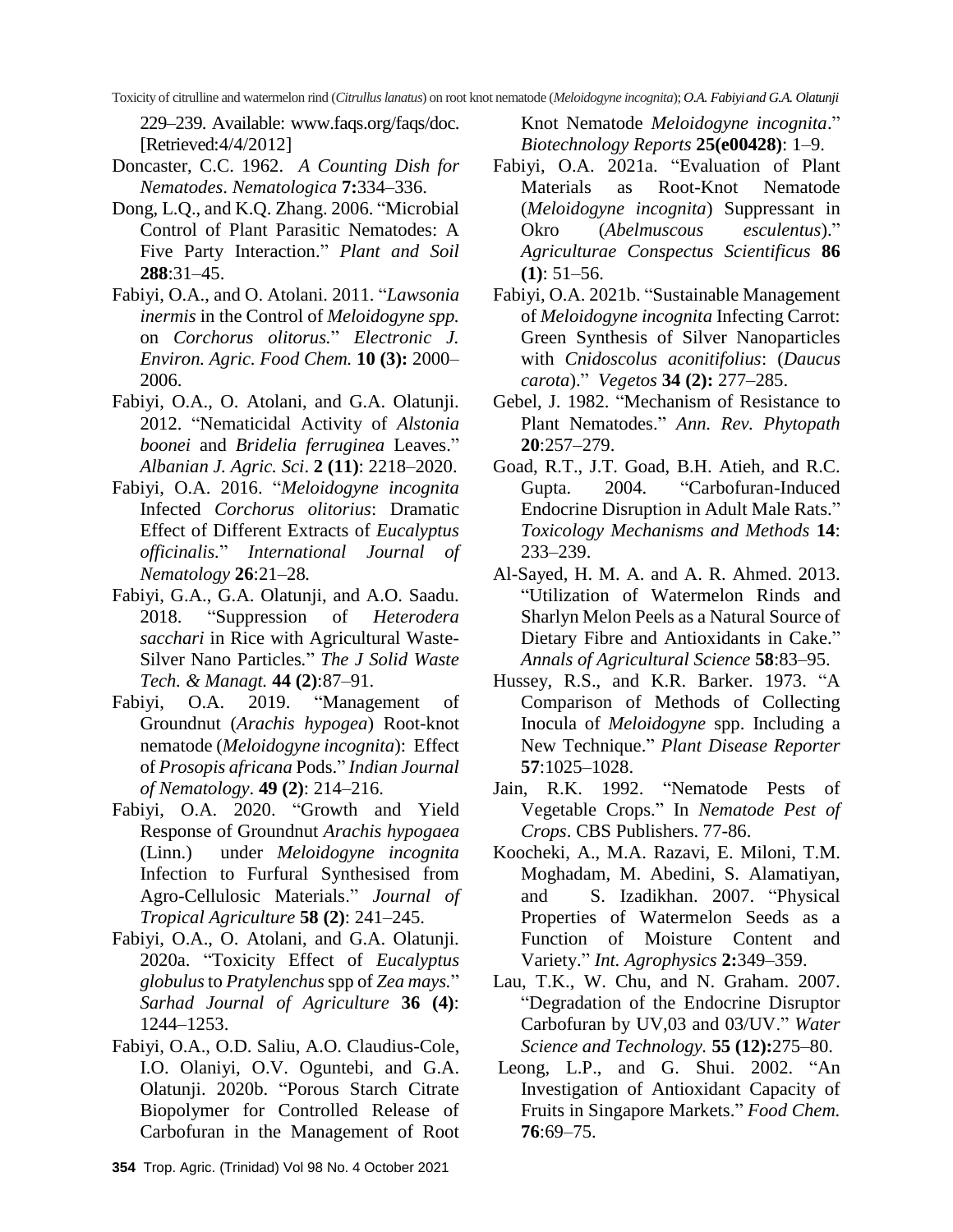229–239. Available: www.faqs.org/faqs/doc. [Retrieved:4/4/2012]

Doncaster, C.C. 1962. *A Counting Dish for Nematodes*. *Nematologica* **7:**334–336.

Dong, L.Q., and K.Q. Zhang. 2006. "Microbial Control of Plant Parasitic Nematodes: A Five Party Interaction." *Plant and Soil* **288**:31–45.

Fabiyi, O.A., and O. Atolani. 2011. "*Lawsonia inermis* in the Control of *Meloidogyne spp.* on *Corchorus olitorus.*" *Electronic J. Environ. Agric. Food Chem.* **10 (3):** 2000–2006.

Fabiyi, O.A., O. Atolani, and G.A. Olatunji. 2012. "Nematicidal Activity of *Alstonia boonei* and *Bridelia ferruginea* Leaves." *Albanian J. Agric. Sci*. **2 (11)**: 2218–2020.

Fabiyi, O.A. 2016. "*Meloidogyne incognita* Infected *Corchorus olitorius*: Dramatic Effect of Different Extracts of *Eucalyptus officinalis.*" *International Journal of Nematology* **26**:21–28.

Fabiyi, G.A., G.A. Olatunji, and A.O. Saadu. 2018. "Suppression of *Heterodera sacchari* in Rice with Agricultural Waste-Silver Nano Particles." *The J Solid Waste Tech. & Managt.* **44 (2)**:87–91.

Fabiyi, O.A. 2019. "Management of Groundnut (*Arachis hypogea*) Root-knot nematode (*Meloidogyne incognita*): Effect of *Prosopis africana* Pods." *Indian Journal of Nematology*. **49 (2)**: 214–216.

Fabiyi, O.A. 2020. "Growth and Yield Response of Groundnut *Arachis hypogaea* (Linn.) under *Meloidogyne incognita* Infection to Furfural Synthesised from Agro-Cellulosic Materials." *Journal of Tropical Agriculture* **58 (2)**: 241–245.

Fabiyi, O.A., O. Atolani, and G.A. Olatunji. 2020a. "Toxicity Effect of *Eucalyptus globulus* to *Pratylenchus* spp of *Zea mays.*" *Sarhad Journal of Agriculture* **36 (4)**: 1244–1253.

Fabiyi, O.A., O.D. Saliu, A.O. Claudius-Cole, I.O. Olaniyi, O.V. Oguntebi, and G.A. Olatunji. 2020b. "Porous Starch Citrate Biopolymer for Controlled Release of Carbofuran in the Management of Root Knot Nematode *Meloidogyne incognita*." *Biotechnology Reports* **25(e00428)**: 1–9.

Fabiyi, O.A. 2021a. "Evaluation of Plant Materials as Root-Knot Nematode (*Meloidogyne incognita*) Suppressant in Okro (*Abelmuscous esculentus*)." *Agriculturae Conspectus Scientificus* **86 (1)**: 51–56.

Fabiyi, O.A. 2021b. "Sustainable Management of *Meloidogyne incognita* Infecting Carrot: Green Synthesis of Silver Nanoparticles with *Cnidoscolus aconitifolius*: (*Daucus carota*)." *Vegetos* **34 (2):** 277–285.

Gebel, J. 1982. "Mechanism of Resistance to Plant Nematodes." *Ann. Rev. Phytopath* **20**:257–279.

Goad, R.T., J.T. Goad, B.H. Atieh, and R.C. Gupta. 2004. "Carbofuran-Induced Endocrine Disruption in Adult Male Rats." *Toxicology Mechanisms and Methods* **14**: 233–239.

Al-Sayed, H. M. A. and A. R. Ahmed. 2013. "Utilization of Watermelon Rinds and Sharlyn Melon Peels as a Natural Source of Dietary Fibre and Antioxidants in Cake." *Annals of Agricultural Science* **58**:83–95.

Hussey, R.S., and K.R. Barker. 1973. "A Comparison of Methods of Collecting Inocula of *Meloidogyne* spp. Including a New Technique." *Plant Disease Reporter* **57**:1025–1028.

Jain, R.K. 1992. "Nematode Pests of Vegetable Crops." In *Nematode Pest of Crops*. CBS Publishers. 77-86.

Koocheki, A., M.A. Razavi, E. Miloni, T.M. Moghadam, M. Abedini, S. Alamatiyan, and S. Izadikhan. 2007. "Physical Properties of Watermelon Seeds as a Function of Moisture Content and Variety." *Int. Agrophysics* **2:**349–359.

Lau, T.K., W. Chu, and N. Graham. 2007. "Degradation of the Endocrine Disruptor Carbofuran by UV,03 and 03/UV." *Water Science and Technology.* **55 (12):**275–80.

Leong, L.P., and G. Shui. 2002. "An Investigation of Antioxidant Capacity of Fruits in Singapore Markets." *Food Chem.* **76**:69–75.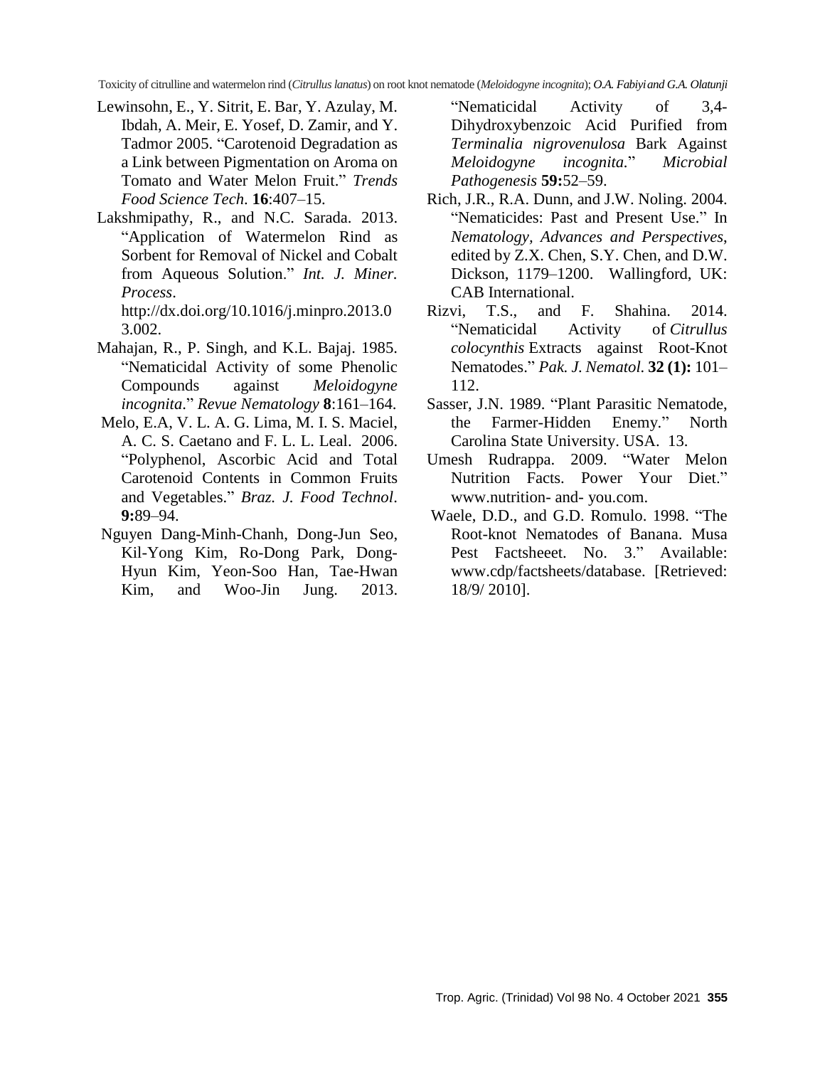Lewinsohn, E., Y. Sitrit, E. Bar, Y. Azulay, M. Ibdah, A. Meir, E. Yosef, D. Zamir, and Y. Tadmor 2005. "Carotenoid Degradation as a Link between Pigmentation on Aroma on Tomato and Water Melon Fruit." *Trends Food Science Tech*. **16**:407–15.

Lakshmipathy, R., and N.C. Sarada. 2013. "Application of Watermelon Rind as Sorbent for Removal of Nickel and Cobalt from Aqueous Solution." *Int. J. Miner. Process*. http://dx.doi.org/10.1016/j.minpro.2013.03.002.

Mahajan, R., P. Singh, and K.L. Bajaj. 1985. "Nematicidal Activity of some Phenolic Compounds against *Meloidogyne incognita*." *Revue Nematology* **8**:161–164.

Melo, E.A, V. L. A. G. Lima, M. I. S. Maciel, A. C. S. Caetano and F. L. L. Leal. 2006. "Polyphenol, Ascorbic Acid and Total Carotenoid Contents in Common Fruits and Vegetables." *Braz. J. Food Technol*. **9:**89–94.

Nguyen Dang-Minh-Chanh, Dong-Jun Seo, Kil-Yong Kim, Ro-Dong Park, Dong-Hyun Kim, Yeon-Soo Han, Tae-Hwan Kim, and Woo-Jin Jung. 2013. "Nematicidal Activity of 3,4-Dihydroxybenzoic Acid Purified from *Terminalia nigrovenulosa* Bark Against *Meloidogyne incognita*." *Microbial Pathogenesis* **59:**52–59.

Rich, J.R., R.A. Dunn, and J.W. Noling. 2004. "Nematicides: Past and Present Use." In *Nematology, Advances and Perspectives*, edited by Z.X. Chen, S.Y. Chen, and D.W. Dickson, 1179–1200. Wallingford, UK: CAB International.

Rizvi, T.S., and F. Shahina. 2014. "Nematicidal Activity of *Citrullus colocynthis* Extracts against Root-Knot Nematodes." *Pak. J. Nematol*. **32 (1):** 101–112.

Sasser, J.N. 1989. "Plant Parasitic Nematode, the Farmer-Hidden Enemy." North Carolina State University. USA. 13.

Umesh Rudrappa. 2009. "Water Melon Nutrition Facts. Power Your Diet." www.nutrition- and- you.com.

Waele, D.D., and G.D. Romulo. 1998. "The Root-knot Nematodes of Banana. Musa Pest Factsheeet. No. 3." Available: www.cdp/factsheets/database. [Retrieved: 18/9/ 2010].